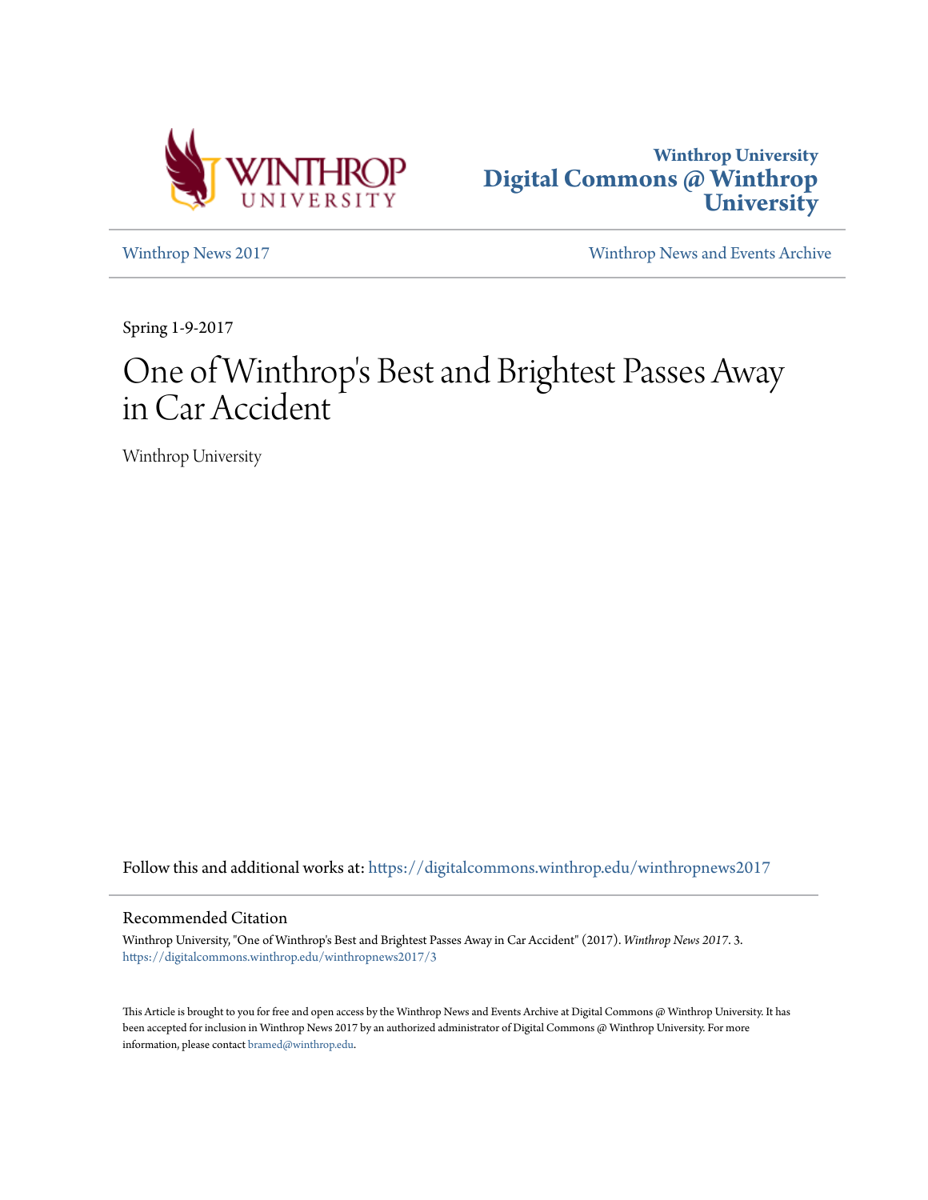Winthrop University
Digital Commons @ Winthrop University

Winthrop News 2017

Winthrop News and Events Archive

Spring 1-9-2017

# One of Winthrop's Best and Brightest Passes Away in Car Accident

Winthrop University

Follow this and additional works at: https://digitalcommons.winthrop.edu/winthropnews2017

## Recommended Citation

Winthrop University, "One of Winthrop's Best and Brightest Passes Away in Car Accident" (2017). *Winthrop News 2017*. 3.
https://digitalcommons.winthrop.edu/winthropnews2017/3

This Article is brought to you for free and open access by the Winthrop News and Events Archive at Digital Commons @ Winthrop University. It has been accepted for inclusion in Winthrop News 2017 by an authorized administrator of Digital Commons @ Winthrop University. For more information, please contact bramed@winthrop.edu.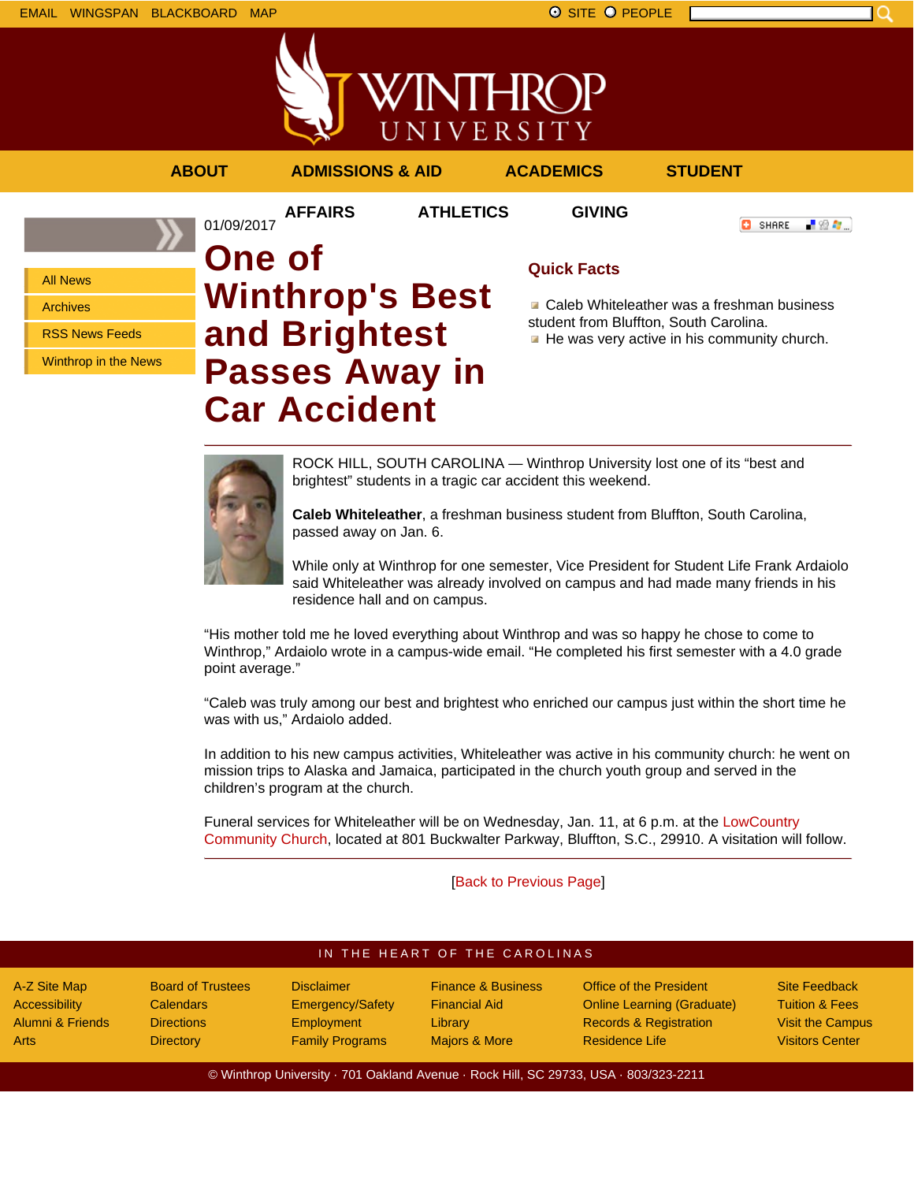EMAIL WINGSPAN BLACKBOARD MAP

SITE PEOPLE

WINTHROP UNIVERSITY

ABOUT ADMISSIONS & AID ACADEMICS STUDENT AFFAIRS ATHLETICS GIVING

- All News
- Archives
- RSS News Feeds
- Winthrop in the News

01/09/2017

# One of Winthrop's Best and Brightest Passes Away in Car Accident

## Quick Facts

- Caleb Whiteleather was a freshman business student from Bluffton, South Carolina.
- He was very active in his community church.

ROCK HILL, SOUTH CAROLINA — Winthrop University lost one of its "best and brightest" students in a tragic car accident this weekend.

**Caleb Whiteleather**, a freshman business student from Bluffton, South Carolina, passed away on Jan. 6.

While only at Winthrop for one semester, Vice President for Student Life Frank Ardaiolo said Whiteleather was already involved on campus and had made many friends in his residence hall and on campus.

"His mother told me he loved everything about Winthrop and was so happy he chose to come to Winthrop," Ardaiolo wrote in a campus-wide email. "He completed his first semester with a 4.0 grade point average."

"Caleb was truly among our best and brightest who enriched our campus just within the short time he was with us," Ardaiolo added.

In addition to his new campus activities, Whiteleather was active in his community church: he went on mission trips to Alaska and Jamaica, participated in the church youth group and served in the children's program at the church.

Funeral services for Whiteleather will be on Wednesday, Jan. 11, at 6 p.m. at the LowCountry Community Church, located at 801 Buckwalter Parkway, Bluffton, S.C., 29910. A visitation will follow.

[Back to Previous Page]

IN THE HEART OF THE CAROLINAS

| | | | | | |
|---|---|---|---|---|---|
| A-Z Site Map | Board of Trustees | Disclaimer | Finance & Business | Office of the President | Site Feedback |
| Accessibility | Calendars | Emergency/Safety | Financial Aid | Online Learning (Graduate) | Tuition & Fees |
| Alumni & Friends | Directions | Employment | Library | Records & Registration | Visit the Campus |
| Arts | Directory | Family Programs | Majors & More | Residence Life | Visitors Center |

© Winthrop University · 701 Oakland Avenue · Rock Hill, SC 29733, USA · 803/323-2211